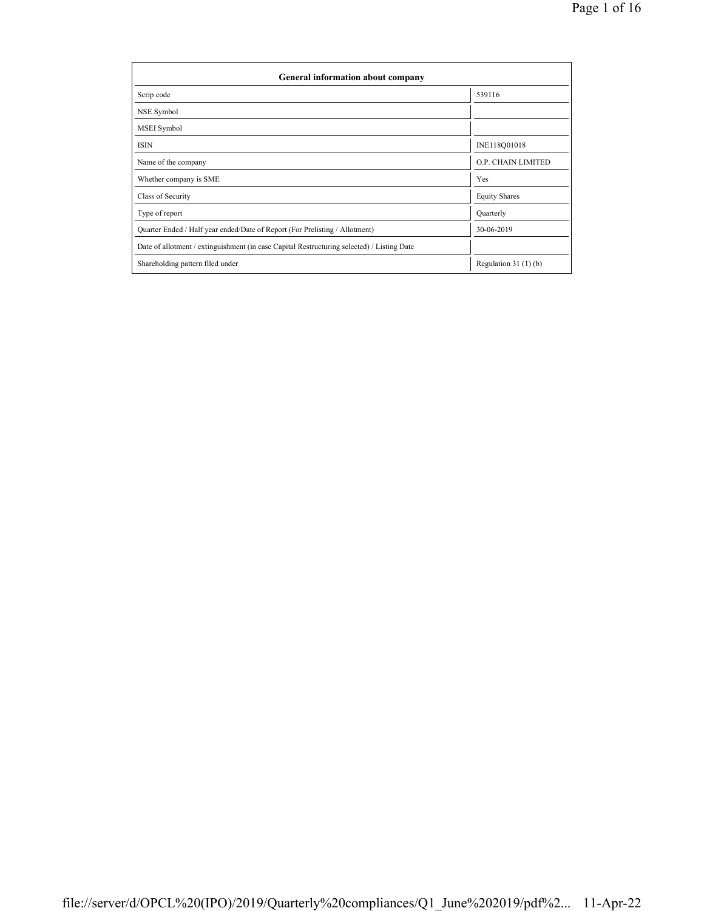| General information about company | |
|---|---|
| Scrip code | 539116 |
| NSE Symbol | |
| MSEI Symbol | |
| ISIN | INE118Q01018 |
| Name of the company | O.P. CHAIN LIMITED |
| Whether company is SME | Yes |
| Class of Security | Equity Shares |
| Type of report | Quarterly |
| Quarter Ended / Half year ended/Date of Report (For Prelisting / Allotment) | 30-06-2019 |
| Date of allotment / extinguishment (in case Capital Restructuring selected) / Listing Date | |
| Shareholding pattern filed under | Regulation 31 (1) (b) |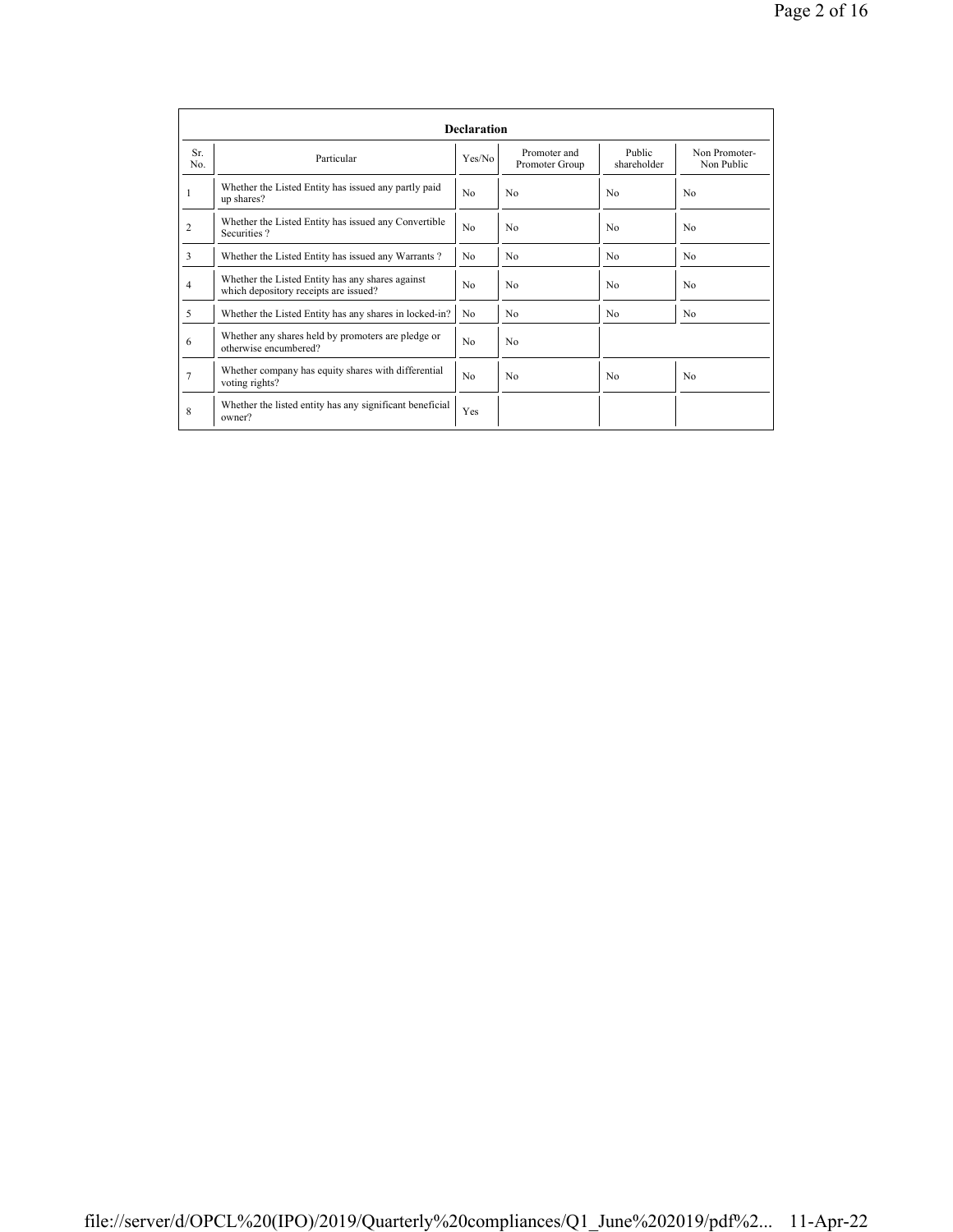| Declaration | | | | | |
|---|---|---|---|---|---|
| Sr. No. | Particular | Yes/No | Promoter and Promoter Group | Public shareholder | Non Promoter- Non Public |
| 1 | Whether the Listed Entity has issued any partly paid up shares? | No | No | No | No |
| 2 | Whether the Listed Entity has issued any Convertible Securities ? | No | No | No | No |
| 3 | Whether the Listed Entity has issued any Warrants ? | No | No | No | No |
| 4 | Whether the Listed Entity has any shares against which depository receipts are issued? | No | No | No | No |
| 5 | Whether the Listed Entity has any shares in locked-in? | No | No | No | No |
| 6 | Whether any shares held by promoters are pledge or otherwise encumbered? | No | No | | |
| 7 | Whether company has equity shares with differential voting rights? | No | No | No | No |
| 8 | Whether the listed entity has any significant beneficial owner? | Yes | | | |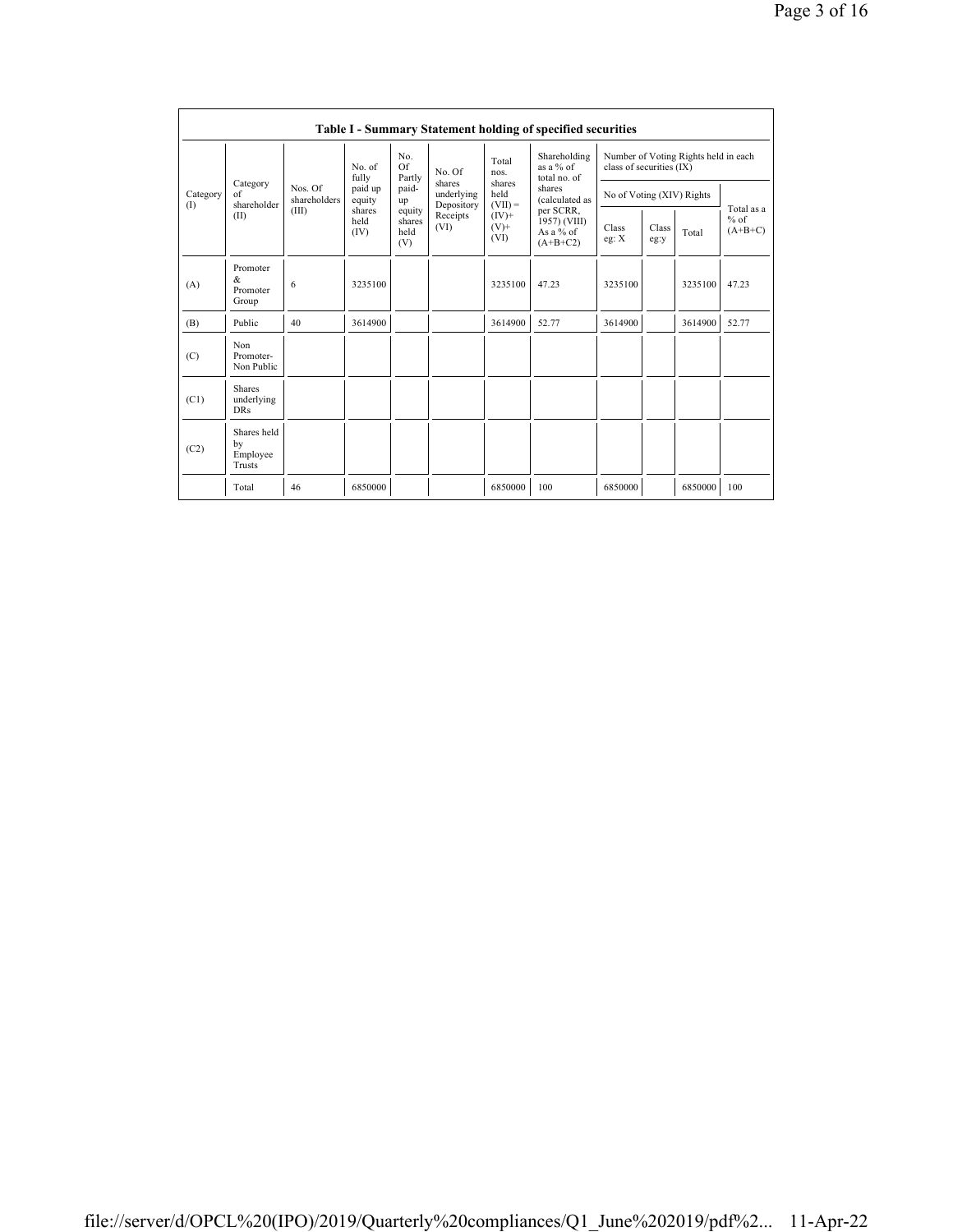**Table I - Summary Statement holding of specified securities**

| Category (I) | Category of shareholder (II) | Nos. Of shareholders (III) | No. of fully paid up equity shares held (IV) | No. Of Partly paid-up equity shares held (V) | No. Of shares underlying Depository Receipts (VI) | Total nos. shares held (VII) = (IV)+ (V)+ (VI) | Shareholding as a % of total no. of shares (calculated as per SCRR, 1957) (VIII) As a % of (A+B+C2) | Number of Voting Rights held in each class of securities (IX) | | | |
|---|---|---|---|---|---|---|---|---|---|---|---|
| | | | | | | | | No of Voting (XIV) Rights | | | Total as a % of (A+B+C) |
| | | | | | | | | Class eg: X | Class eg:y | Total | |
| (A) | Promoter & Promoter Group | 6 | 3235100 | | | 3235100 | 47.23 | 3235100 | | 3235100 | 47.23 |
| (B) | Public | 40 | 3614900 | | | 3614900 | 52.77 | 3614900 | | 3614900 | 52.77 |
| (C) | Non Promoter- Non Public | | | | | | | | | | |
| (C1) | Shares underlying DRs | | | | | | | | | | |
| (C2) | Shares held by Employee Trusts | | | | | | | | | | |
| | Total | 46 | 6850000 | | | 6850000 | 100 | 6850000 | | 6850000 | 100 |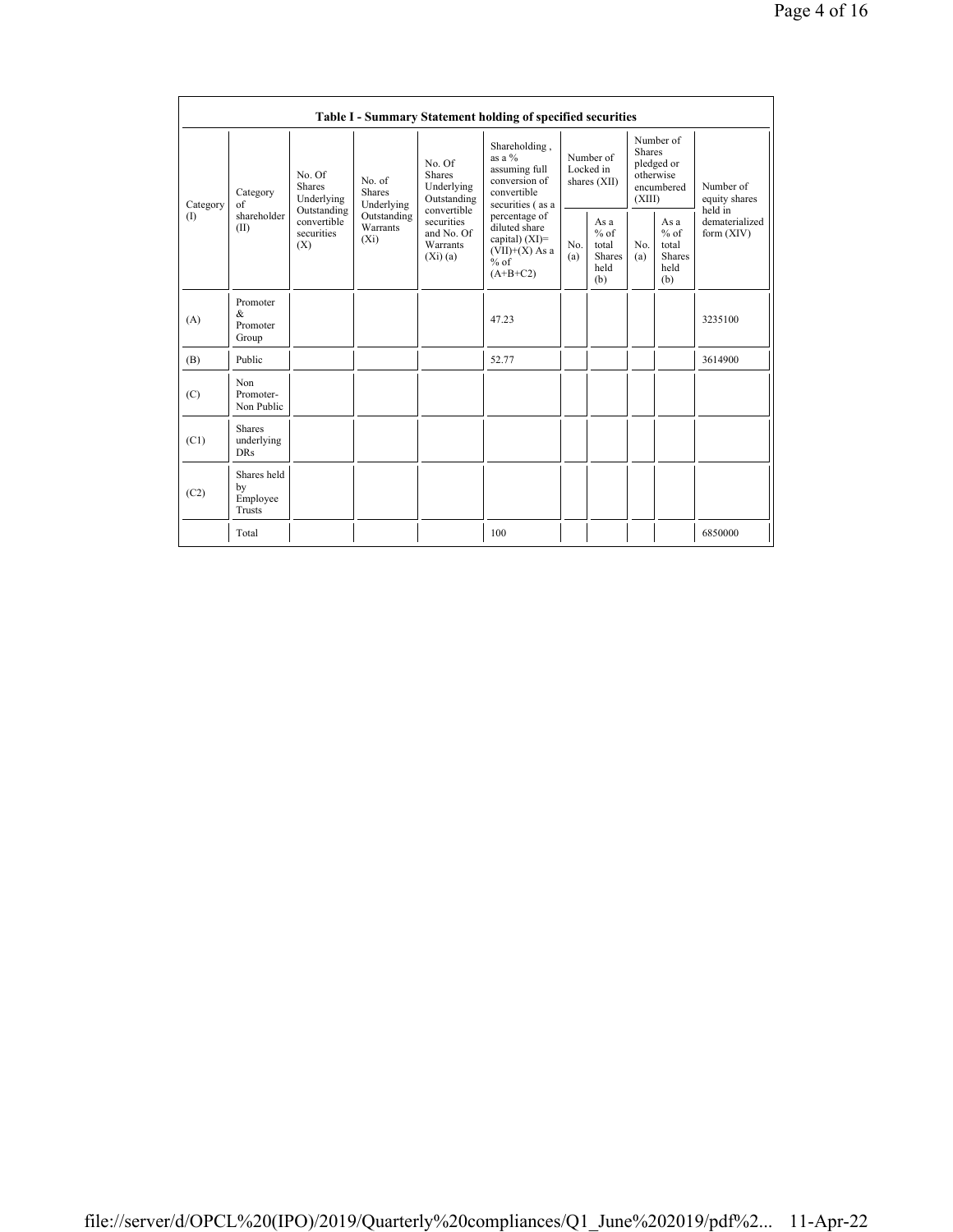| Table I - Summary Statement holding of specified securities | | | | | | | | | | | |
|---|---|---|---|---|---|---|---|---|---|---|---|
| Category (I) | Category of shareholder (II) | No. Of Shares Underlying Outstanding convertible securities (X) | No. of Shares Underlying Outstanding Warrants (Xi) | No. Of Shares Underlying Outstanding convertible securities and No. Of Warrants (Xi) (a) | Shareholding , as a % assuming full conversion of convertible securities ( as a percentage of diluted share capital) (XI)= (VII)+(X) As a % of (A+B+C2) | Number of Locked in shares (XII) | | Number of Shares pledged or otherwise encumbered (XIII) | | Number of equity shares held in dematerialized form (XIV) |
| | | | | | | No. (a) | As a % of total Shares held (b) | No. (a) | As a % of total Shares held (b) | |
| (A) | Promoter & Promoter Group | | | | 47.23 | | | | | 3235100 |
| (B) | Public | | | | 52.77 | | | | | 3614900 |
| (C) | Non Promoter- Non Public | | | | | | | | | |
| (C1) | Shares underlying DRs | | | | | | | | | |
| (C2) | Shares held by Employee Trusts | | | | | | | | | |
| | Total | | | | 100 | | | | | 6850000 |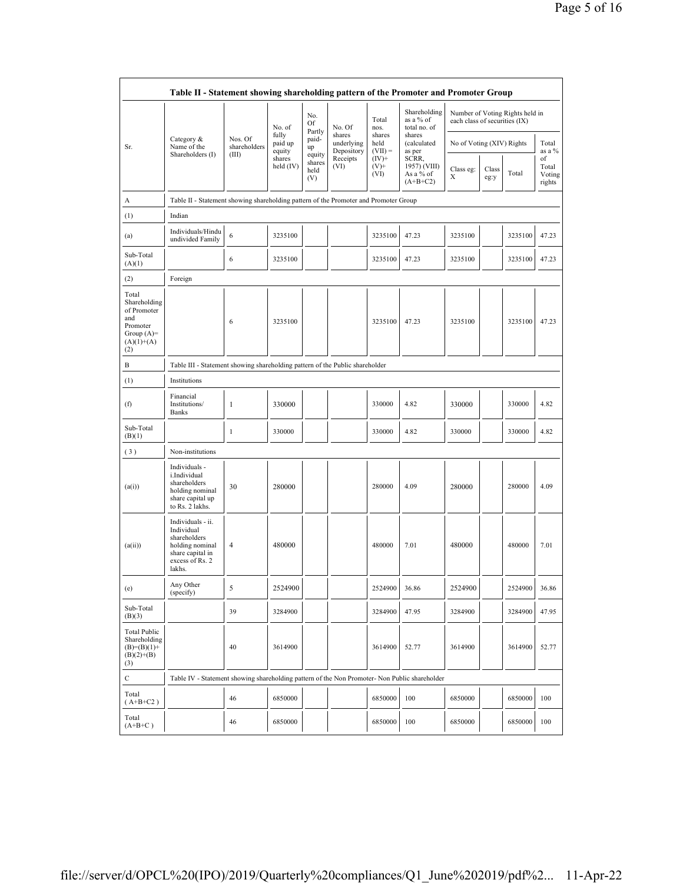| Table II - Statement showing shareholding pattern of the Promoter and Promoter Group | | | | | | | | | | | | |
|---|---|---|---|---|---|---|---|---|---|---|---|---|
| Sr. | Category & Name of the Shareholders (I) | Nos. Of shareholders (III) | No. of fully paid up equity shares held (IV) | No. Of Partly paid-up equity shares held (V) | No. Of shares underlying Depository Receipts (VI) | Total nos. shares held (VII) = (IV)+ (V)+ (VI) | Shareholding as a % of total no. of shares (calculated as per SCRR, 1957) (VIII) As a % of (A+B+C2) | Number of Voting Rights held in each class of securities (IX) | | | |
| | | | | | | | | No of Voting (XIV) Rights | | | Total as a % of Total Voting rights |
| | | | | | | | | Class eg: X | Class eg:y | Total | |
| A | Table II - Statement showing shareholding pattern of the Promoter and Promoter Group | | | | | | | | | | |
| (1) | Indian | | | | | | | | | | |
| (a) | Individuals/Hindu undivided Family | 6 | 3235100 | | | 3235100 | 47.23 | 3235100 | | 3235100 | 47.23 |
| Sub-Total (A)(1) | | 6 | 3235100 | | | 3235100 | 47.23 | 3235100 | | 3235100 | 47.23 |
| (2) | Foreign | | | | | | | | | | |
| Total Shareholding of Promoter and Promoter Group (A)=(A)(1)+(A)(2) | | 6 | 3235100 | | | 3235100 | 47.23 | 3235100 | | 3235100 | 47.23 |
| B | Table III - Statement showing shareholding pattern of the Public shareholder | | | | | | | | | | |
| (1) | Institutions | | | | | | | | | | |
| (f) | Financial Institutions/ Banks | 1 | 330000 | | | 330000 | 4.82 | 330000 | | 330000 | 4.82 |
| Sub-Total (B)(1) | | 1 | 330000 | | | 330000 | 4.82 | 330000 | | 330000 | 4.82 |
| (3) | Non-institutions | | | | | | | | | | |
| (a(i)) | Individuals - i.Individual shareholders holding nominal share capital up to Rs. 2 lakhs. | 30 | 280000 | | | 280000 | 4.09 | 280000 | | 280000 | 4.09 |
| (a(ii)) | Individuals - ii. Individual shareholders holding nominal share capital in excess of Rs. 2 lakhs. | 4 | 480000 | | | 480000 | 7.01 | 480000 | | 480000 | 7.01 |
| (e) | Any Other (specify) | 5 | 2524900 | | | 2524900 | 36.86 | 2524900 | | 2524900 | 36.86 |
| Sub-Total (B)(3) | | 39 | 3284900 | | | 3284900 | 47.95 | 3284900 | | 3284900 | 47.95 |
| Total Public Shareholding (B)=(B)(1)+(B)(2)+(B)(3) | | 40 | 3614900 | | | 3614900 | 52.77 | 3614900 | | 3614900 | 52.77 |
| C | Table IV - Statement showing shareholding pattern of the Non Promoter- Non Public shareholder | | | | | | | | | | |
| Total ( A+B+C2 ) | | 46 | 6850000 | | | 6850000 | 100 | 6850000 | | 6850000 | 100 |
| Total (A+B+C ) | | 46 | 6850000 | | | 6850000 | 100 | 6850000 | | 6850000 | 100 |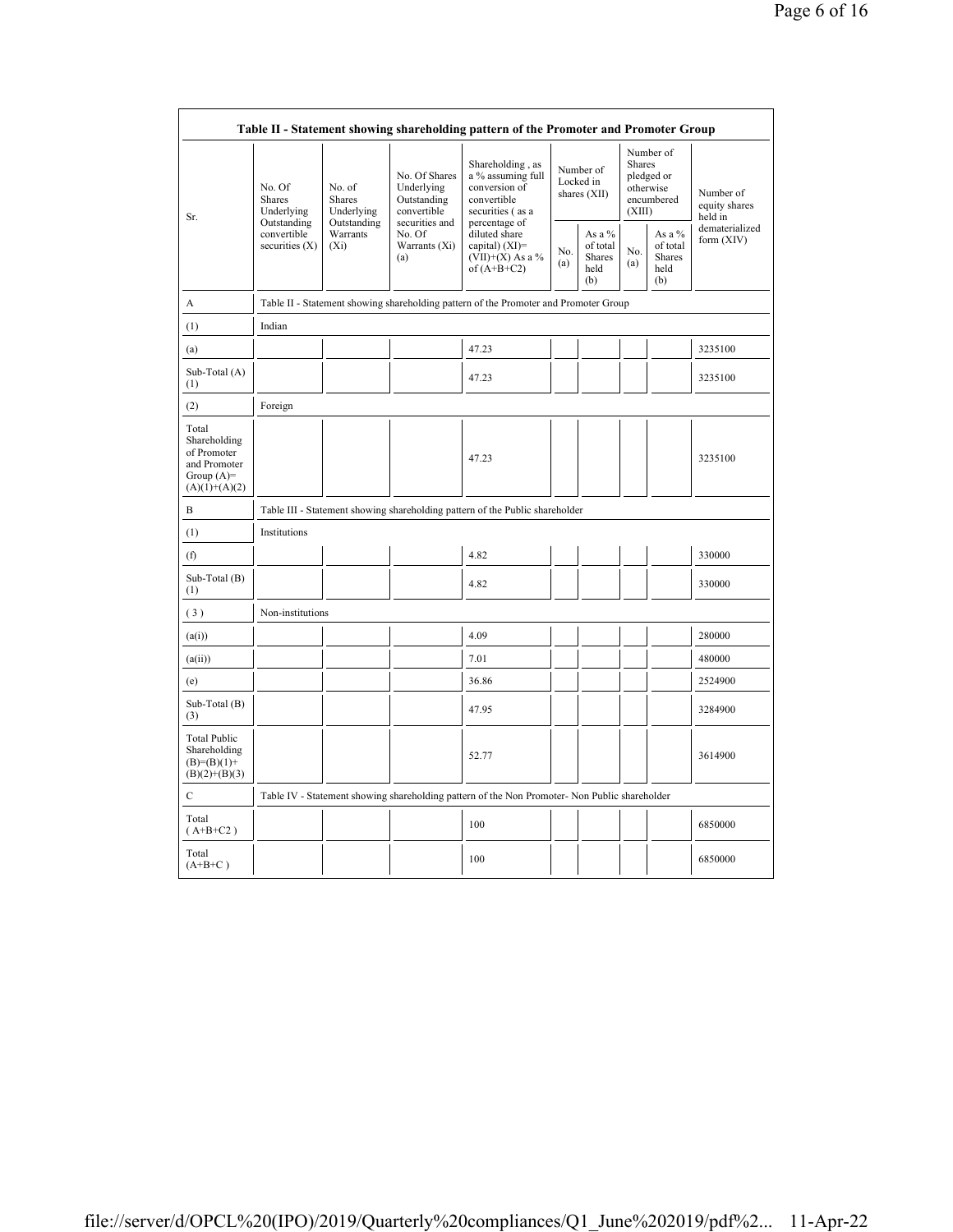| Table II - Statement showing shareholding pattern of the Promoter and Promoter Group | | | | | | | | | |
|---|---|---|---|---|---|---|---|---|---|
| Sr. | No. Of Shares Underlying Outstanding convertible securities (X) | No. of Shares Underlying Outstanding Warrants (Xi) | No. Of Shares Underlying Outstanding convertible securities and No. Of Warrants (Xi) (a) | Shareholding , as a % assuming full conversion of convertible securities ( as a percentage of diluted share capital) (XI)= (VII)+(X) As a % of (A+B+C2) | Number of Locked in shares (XII) | | Number of Shares pledged or otherwise encumbered (XIII) | | Number of equity shares held in dematerialized form (XIV) |
| | | | | | No. (a) | As a % of total Shares held (b) | No. (a) | As a % of total Shares held (b) | |
| A | Table II - Statement showing shareholding pattern of the Promoter and Promoter Group | | | | | | | | |
| (1) | Indian | | | | | | | | |
| (a) | | | | 47.23 | | | | | 3235100 |
| Sub-Total (A) (1) | | | | 47.23 | | | | | 3235100 |
| (2) | Foreign | | | | | | | | |
| Total Shareholding of Promoter and Promoter Group (A)= (A)(1)+(A)(2) | | | | 47.23 | | | | | 3235100 |
| B | Table III - Statement showing shareholding pattern of the Public shareholder | | | | | | | | |
| (1) | Institutions | | | | | | | | |
| (f) | | | | 4.82 | | | | | 330000 |
| Sub-Total (B) (1) | | | | 4.82 | | | | | 330000 |
| ( 3 ) | Non-institutions | | | | | | | | |
| (a(i)) | | | | 4.09 | | | | | 280000 |
| (a(ii)) | | | | 7.01 | | | | | 480000 |
| (e) | | | | 36.86 | | | | | 2524900 |
| Sub-Total (B) (3) | | | | 47.95 | | | | | 3284900 |
| Total Public Shareholding (B)=(B)(1)+ (B)(2)+(B)(3) | | | | 52.77 | | | | | 3614900 |
| C | Table IV - Statement showing shareholding pattern of the Non Promoter- Non Public shareholder | | | | | | | | |
| Total ( A+B+C2 ) | | | | 100 | | | | | 6850000 |
| Total (A+B+C ) | | | | 100 | | | | | 6850000 |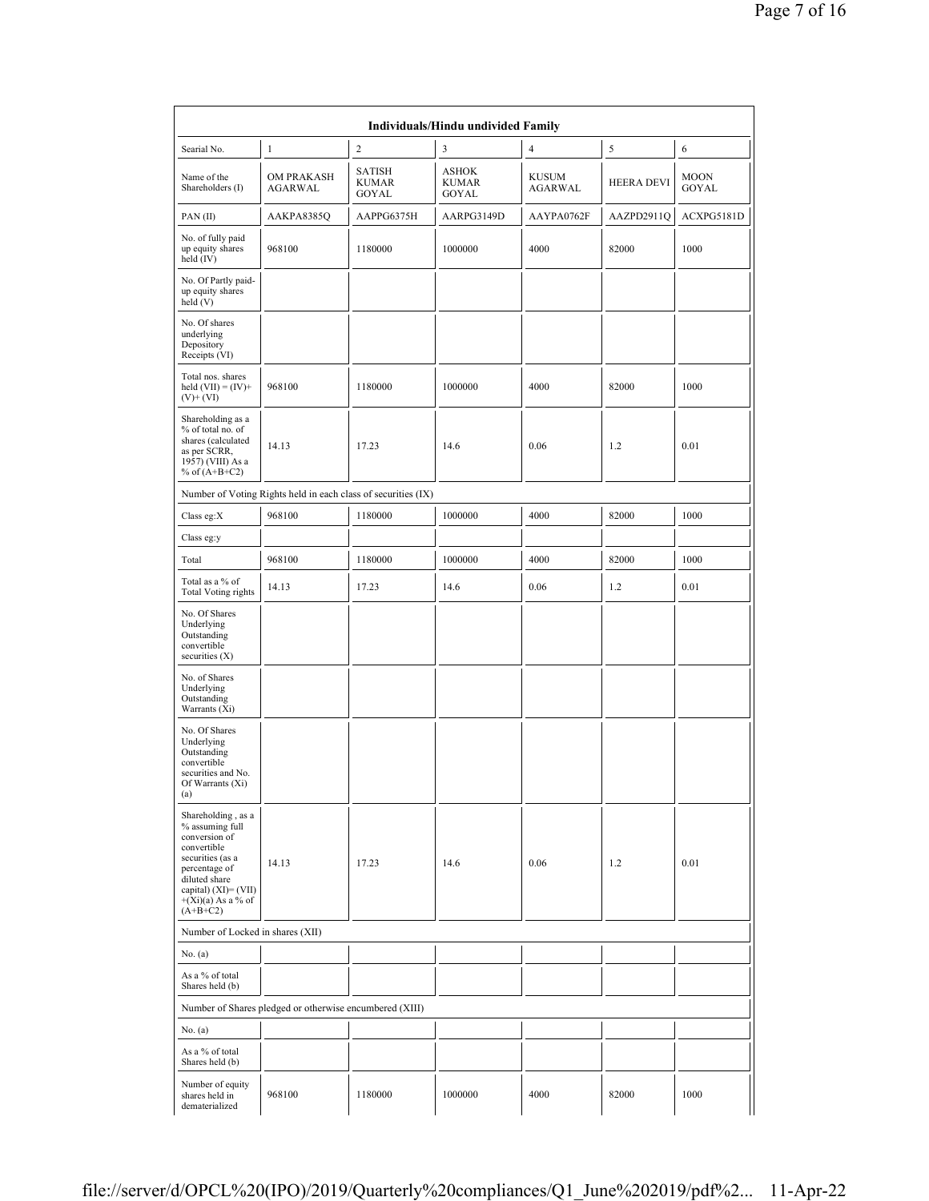| Individuals/Hindu undivided Family | | | | | | |
|---|---|---|---|---|---|---|
| Searial No. | 1 | 2 | 3 | 4 | 5 | 6 |
| Name of the Shareholders (I) | OM PRAKASH AGARWAL | SATISH KUMAR GOYAL | ASHOK KUMAR GOYAL | KUSUM AGARWAL | HEERA DEVI | MOON GOYAL |
| PAN (II) | AAKPA8385Q | AAPPG6375H | AARPG3149D | AAYPA0762F | AAZPD2911Q | ACXPG5181D |
| No. of fully paid up equity shares held (IV) | 968100 | 1180000 | 1000000 | 4000 | 82000 | 1000 |
| No. Of Partly paid-up equity shares held (V) | | | | | | |
| No. Of shares underlying Depository Receipts (VI) | | | | | | |
| Total nos. shares held (VII) = (IV)+ (V)+ (VI) | 968100 | 1180000 | 1000000 | 4000 | 82000 | 1000 |
| Shareholding as a % of total no. of shares (calculated as per SCRR, 1957) (VIII) As a % of (A+B+C2) | 14.13 | 17.23 | 14.6 | 0.06 | 1.2 | 0.01 |
| Number of Voting Rights held in each class of securities (IX) | | | | | | |
| Class eg:X | 968100 | 1180000 | 1000000 | 4000 | 82000 | 1000 |
| Class eg:y | | | | | | |
| Total | 968100 | 1180000 | 1000000 | 4000 | 82000 | 1000 |
| Total as a % of Total Voting rights | 14.13 | 17.23 | 14.6 | 0.06 | 1.2 | 0.01 |
| No. Of Shares Underlying Outstanding convertible securities (X) | | | | | | |
| No. of Shares Underlying Outstanding Warrants (Xi) | | | | | | |
| No. Of Shares Underlying Outstanding convertible securities and No. Of Warrants (Xi) (a) | | | | | | |
| Shareholding , as a % assuming full conversion of convertible securities (as a percentage of diluted share capital) (XI)= (VII) +(Xi)(a) As a % of (A+B+C2) | 14.13 | 17.23 | 14.6 | 0.06 | 1.2 | 0.01 |
| Number of Locked in shares (XII) | | | | | | |
| No. (a) | | | | | | |
| As a % of total Shares held (b) | | | | | | |
| Number of Shares pledged or otherwise encumbered (XIII) | | | | | | |
| No. (a) | | | | | | |
| As a % of total Shares held (b) | | | | | | |
| Number of equity shares held in dematerialized | 968100 | 1180000 | 1000000 | 4000 | 82000 | 1000 |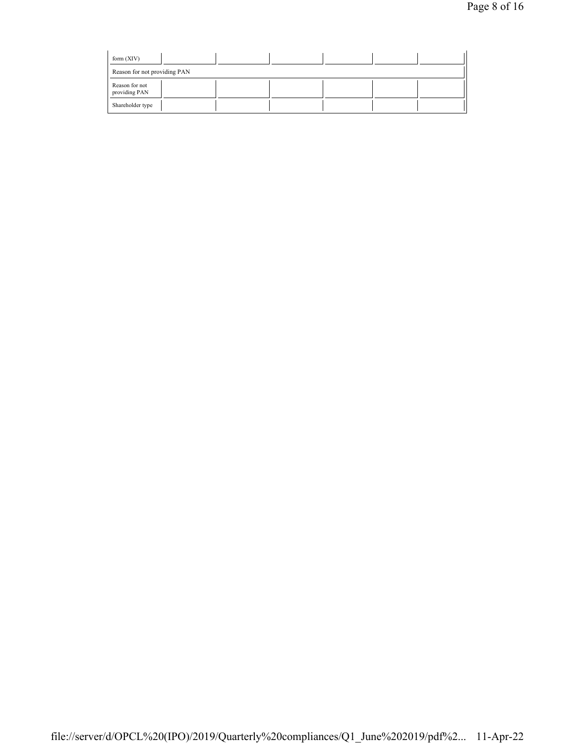| form (XIV) | | | | | | |
| --- | --- | --- | --- | --- | --- | --- |
| Reason for not providing PAN | | | | | | |
| Reason for not providing PAN | | | | | | |
| Shareholder type | | | | | | |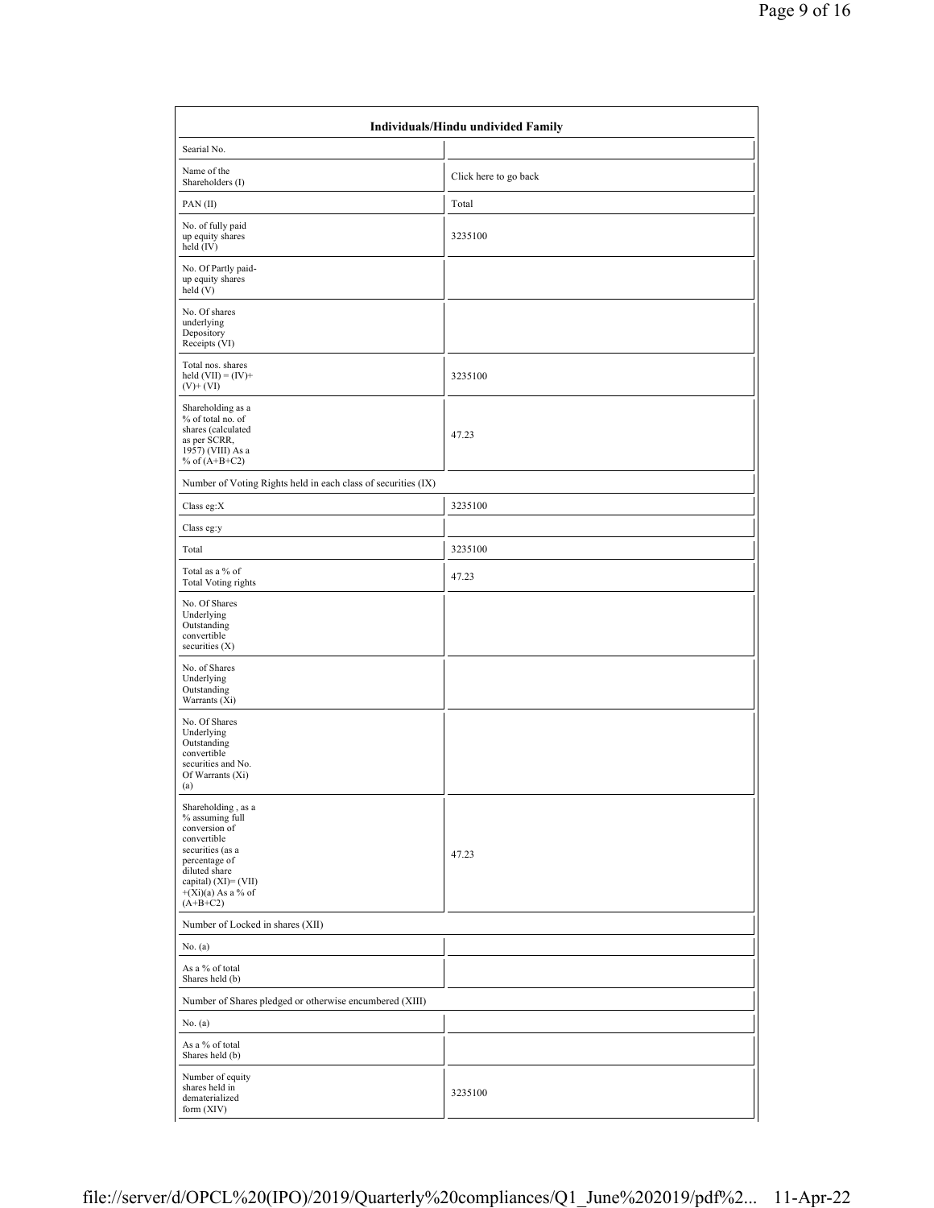| Individuals/Hindu undivided Family | |
|---|---|
| Searial No. | |
| Name of the Shareholders (I) | Click here to go back |
| PAN (II) | Total |
| No. of fully paid up equity shares held (IV) | 3235100 |
| No. Of Partly paid-up equity shares held (V) | |
| No. Of shares underlying Depository Receipts (VI) | |
| Total nos. shares held (VII) = (IV)+(V)+ (VI) | 3235100 |
| Shareholding as a % of total no. of shares (calculated as per SCRR, 1957) (VIII) As a % of (A+B+C2) | 47.23 |
| Number of Voting Rights held in each class of securities (IX) | |
| Class eg:X | 3235100 |
| Class eg:y | |
| Total | 3235100 |
| Total as a % of Total Voting rights | 47.23 |
| No. Of Shares Underlying Outstanding convertible securities (X) | |
| No. of Shares Underlying Outstanding Warrants (Xi) | |
| No. Of Shares Underlying Outstanding convertible securities and No. Of Warrants (Xi) (a) | |
| Shareholding , as a % assuming full conversion of convertible securities (as a percentage of diluted share capital) (XI)= (VII)+(Xi)(a) As a % of (A+B+C2) | 47.23 |
| Number of Locked in shares (XII) | |
| No. (a) | |
| As a % of total Shares held (b) | |
| Number of Shares pledged or otherwise encumbered (XIII) | |
| No. (a) | |
| As a % of total Shares held (b) | |
| Number of equity shares held in dematerialized form (XIV) | 3235100 |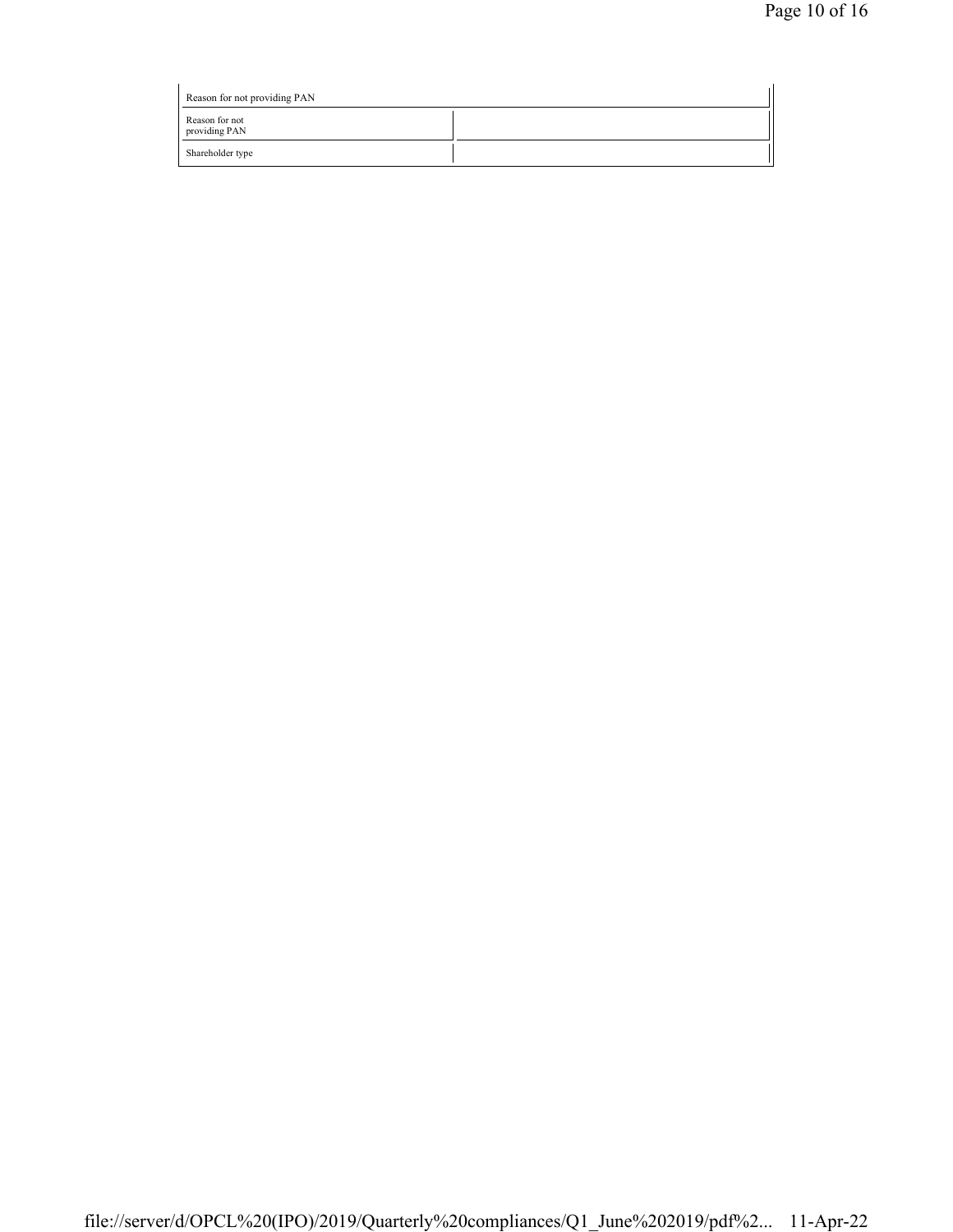| Reason for not providing PAN | |
|---|---|
| Reason for not providing PAN | |
| Shareholder type | |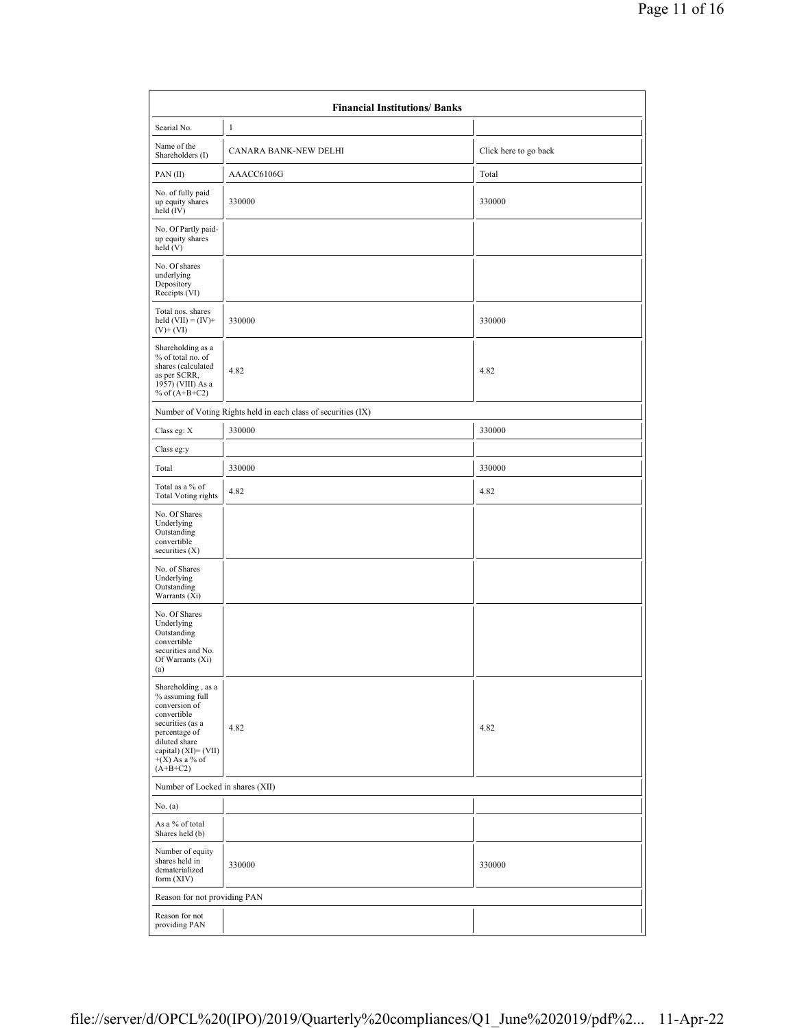| Financial Institutions/ Banks | | |
|---|---|---|
| Searial No. | 1 | |
| Name of the Shareholders (I) | CANARA BANK-NEW DELHI | Click here to go back |
| PAN (II) | AAACC6106G | Total |
| No. of fully paid up equity shares held (IV) | 330000 | 330000 |
| No. Of Partly paid-up equity shares held (V) | | |
| No. Of shares underlying Depository Receipts (VI) | | |
| Total nos. shares held (VII) = (IV)+(V)+ (VI) | 330000 | 330000 |
| Shareholding as a % of total no. of shares (calculated as per SCRR, 1957) (VIII) As a % of (A+B+C2) | 4.82 | 4.82 |
| Number of Voting Rights held in each class of securities (IX) | | |
| Class eg: X | 330000 | 330000 |
| Class eg:y | | |
| Total | 330000 | 330000 |
| Total as a % of Total Voting rights | 4.82 | 4.82 |
| No. Of Shares Underlying Outstanding convertible securities (X) | | |
| No. of Shares Underlying Outstanding Warrants (Xi) | | |
| No. Of Shares Underlying Outstanding convertible securities and No. Of Warrants (Xi) (a) | | |
| Shareholding , as a % assuming full conversion of convertible securities (as a percentage of diluted share capital) (XI)= (VII)+(X) As a % of (A+B+C2) | 4.82 | 4.82 |
| Number of Locked in shares (XII) | | |
| No. (a) | | |
| As a % of total Shares held (b) | | |
| Number of equity shares held in dematerialized form (XIV) | 330000 | 330000 |
| Reason for not providing PAN | | |
| Reason for not providing PAN | | |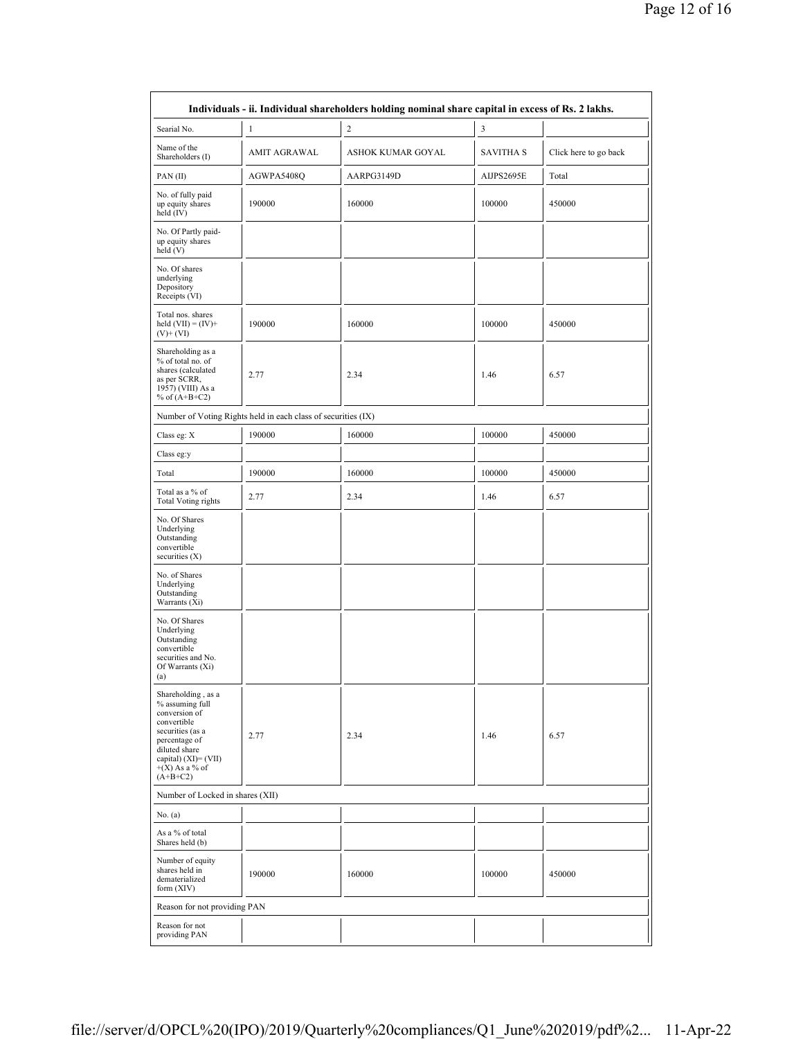| Individuals - ii. Individual shareholders holding nominal share capital in excess of Rs. 2 lakhs. | | | | |
|---|---|---|---|---|
| Searial No. | 1 | 2 | 3 | |
| Name of the Shareholders (I) | AMIT AGRAWAL | ASHOK KUMAR GOYAL | SAVITHA S | Click here to go back |
| PAN (II) | AGWPA5408Q | AARPG3149D | AIJPS2695E | Total |
| No. of fully paid up equity shares held (IV) | 190000 | 160000 | 100000 | 450000 |
| No. Of Partly paid-up equity shares held (V) | | | | |
| No. Of shares underlying Depository Receipts (VI) | | | | |
| Total nos. shares held (VII) = (IV)+ (V)+ (VI) | 190000 | 160000 | 100000 | 450000 |
| Shareholding as a % of total no. of shares (calculated as per SCRR, 1957) (VIII) As a % of (A+B+C2) | 2.77 | 2.34 | 1.46 | 6.57 |
| Number of Voting Rights held in each class of securities (IX) | | | | |
| Class eg: X | 190000 | 160000 | 100000 | 450000 |
| Class eg:y | | | | |
| Total | 190000 | 160000 | 100000 | 450000 |
| Total as a % of Total Voting rights | 2.77 | 2.34 | 1.46 | 6.57 |
| No. Of Shares Underlying Outstanding convertible securities (X) | | | | |
| No. of Shares Underlying Outstanding Warrants (Xi) | | | | |
| No. Of Shares Underlying Outstanding convertible securities and No. Of Warrants (Xi) (a) | | | | |
| Shareholding , as a % assuming full conversion of convertible securities (as a percentage of diluted share capital) (XI)= (VII)+(X) As a % of (A+B+C2) | 2.77 | 2.34 | 1.46 | 6.57 |
| Number of Locked in shares (XII) | | | | |
| No. (a) | | | | |
| As a % of total Shares held (b) | | | | |
| Number of equity shares held in dematerialized form (XIV) | 190000 | 160000 | 100000 | 450000 |
| Reason for not providing PAN | | | | |
| Reason for not providing PAN | | | | |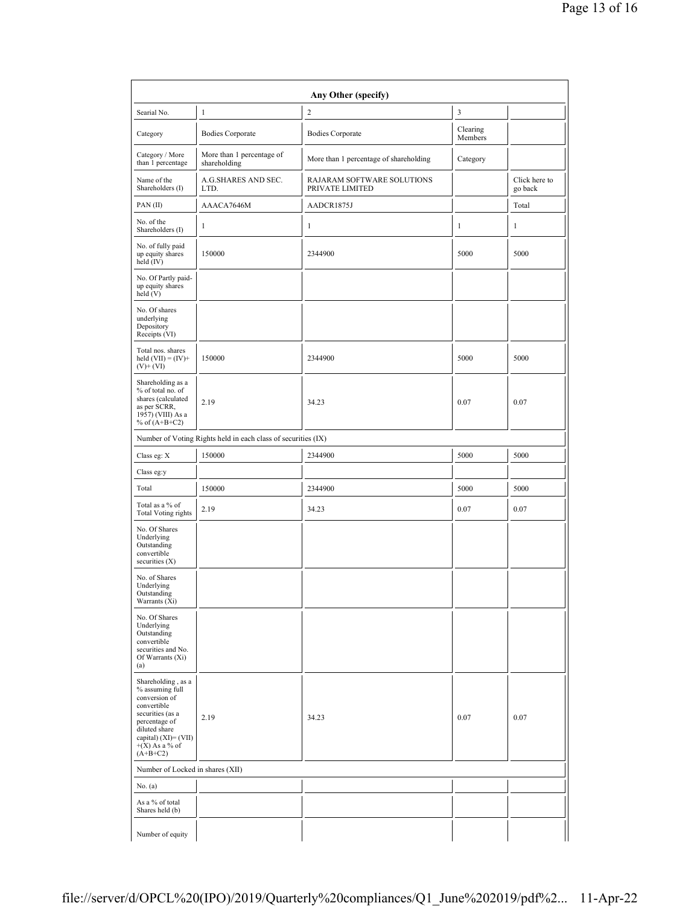| Any Other (specify) | | | | |
|---|---|---|---|---|
| Searial No. | 1 | 2 | 3 | |
| Category | Bodies Corporate | Bodies Corporate | Clearing Members | |
| Category / More than 1 percentage | More than 1 percentage of shareholding | More than 1 percentage of shareholding | Category | |
| Name of the Shareholders (I) | A.G.SHARES AND SEC. LTD. | RAJARAM SOFTWARE SOLUTIONS PRIVATE LIMITED | | Click here to go back |
| PAN (II) | AAACA7646M | AADCR1875J | | Total |
| No. of the Shareholders (I) | 1 | 1 | 1 | 1 |
| No. of fully paid up equity shares held (IV) | 150000 | 2344900 | 5000 | 5000 |
| No. Of Partly paid-up equity shares held (V) | | | | |
| No. Of shares underlying Depository Receipts (VI) | | | | |
| Total nos. shares held (VII) = (IV)+(V)+ (VI) | 150000 | 2344900 | 5000 | 5000 |
| Shareholding as a % of total no. of shares (calculated as per SCRR, 1957) (VIII) As a % of (A+B+C2) | 2.19 | 34.23 | 0.07 | 0.07 |
| Number of Voting Rights held in each class of securities (IX) | | | | |
| Class eg: X | 150000 | 2344900 | 5000 | 5000 |
| Class eg:y | | | | |
| Total | 150000 | 2344900 | 5000 | 5000 |
| Total as a % of Total Voting rights | 2.19 | 34.23 | 0.07 | 0.07 |
| No. Of Shares Underlying Outstanding convertible securities (X) | | | | |
| No. of Shares Underlying Outstanding Warrants (Xi) | | | | |
| No. Of Shares Underlying Outstanding convertible securities and No. Of Warrants (Xi) (a) | | | | |
| Shareholding , as a % assuming full conversion of convertible securities (as a percentage of diluted share capital) (XI)= (VII)+(X) As a % of (A+B+C2) | 2.19 | 34.23 | 0.07 | 0.07 |
| Number of Locked in shares (XII) | | | | |
| No. (a) | | | | |
| As a % of total Shares held (b) | | | | |
| Number of equity | | | | |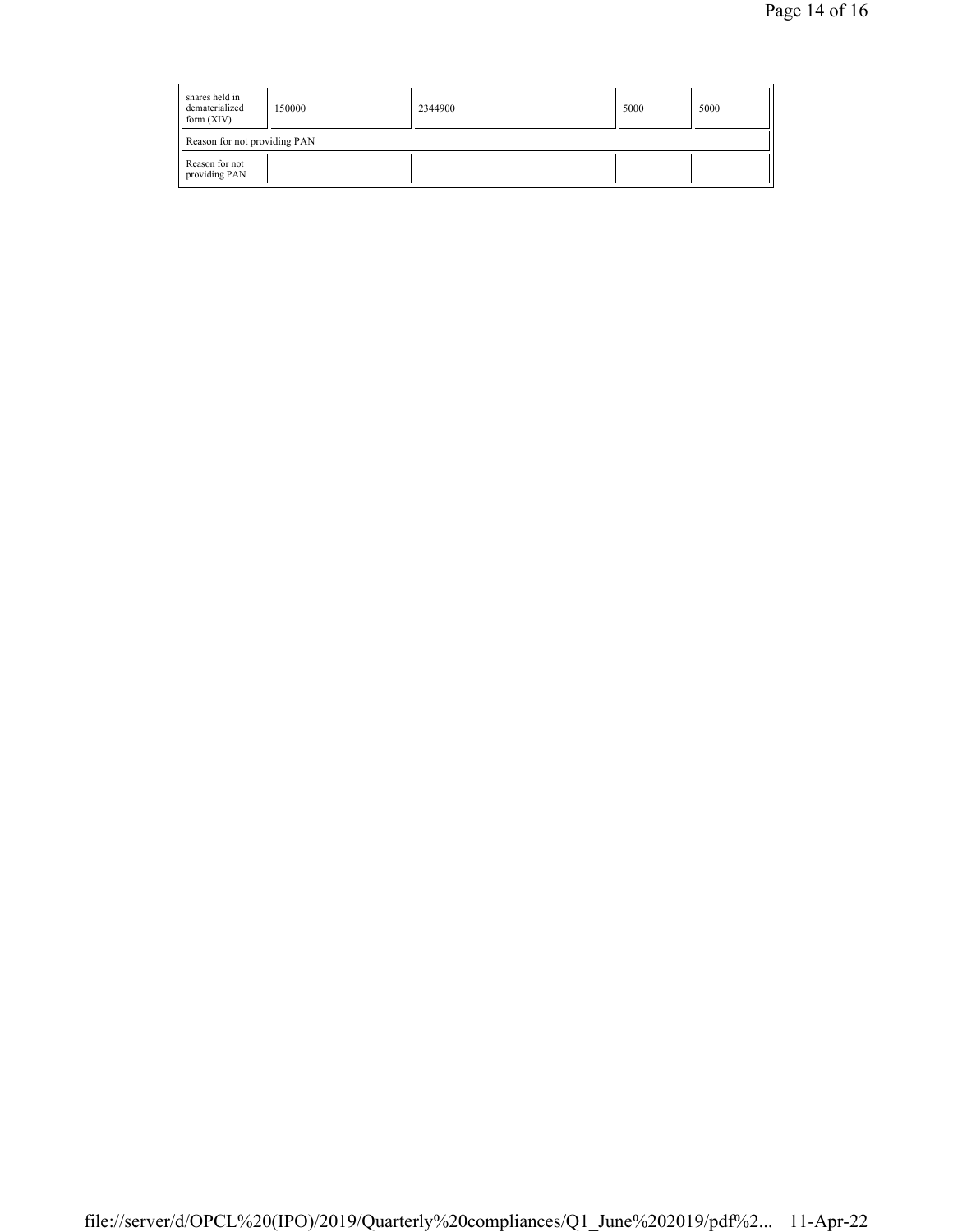| shares held in dematerialized form (XIV) | 150000 | 2344900 | 5000 | 5000 |
|---|---|---|---|---|
| Reason for not providing PAN | | | | |
| Reason for not providing PAN | | | | |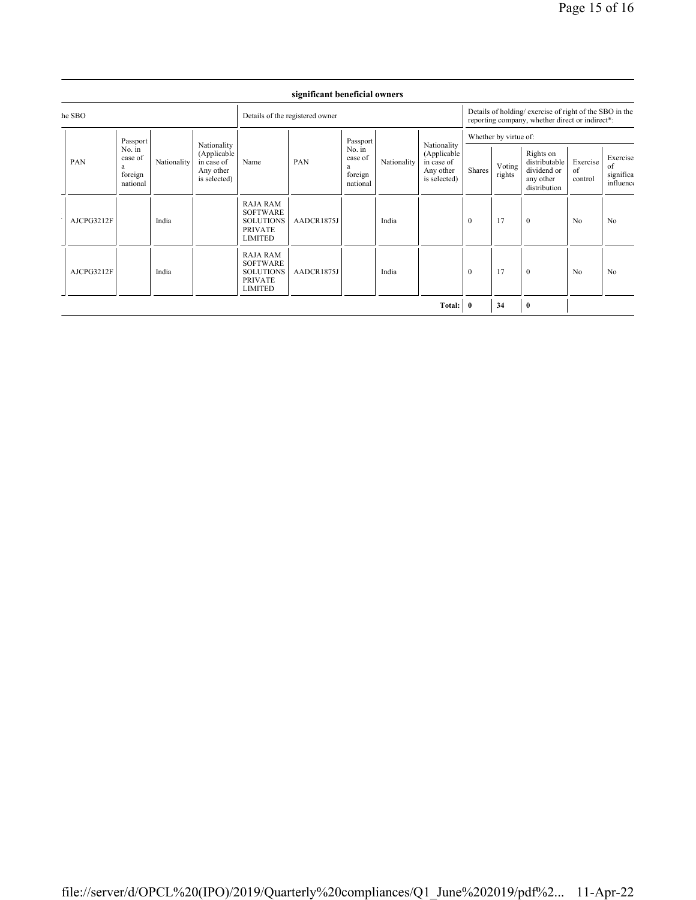**significant beneficial owners**

| he SBO | | | | Details of the registered owner | | | | | Details of holding/ exercise of right of the SBO in the reporting company, whether direct or indirect*: | | | | |
|---|---|---|---|---|---|---|---|---|---|---|---|---|---|
| | | | | | | | | | Whether by virtue of: | | | | |
| PAN | Passport No. in case of a foreign national | Nationality | Nationality (Applicable in case of Any other is selected) | Name | PAN | Passport No. in case of a foreign national | Nationality | Nationality (Applicable in case of Any other is selected) | Shares | Voting rights | Rights on distributable dividend or any other distribution | Exercise of control | Exercise of significa influence |
| AJCPG3212F | | India | | RAJA RAM SOFTWARE SOLUTIONS PRIVATE LIMITED | AADCR1875J | | India | | 0 | 17 | 0 | No | No |
| AJCPG3212F | | India | | RAJA RAM SOFTWARE SOLUTIONS PRIVATE LIMITED | AADCR1875J | | India | | 0 | 17 | 0 | No | No |
| | | | | | | | | **Total:** | **0** | **34** | **0** | | |